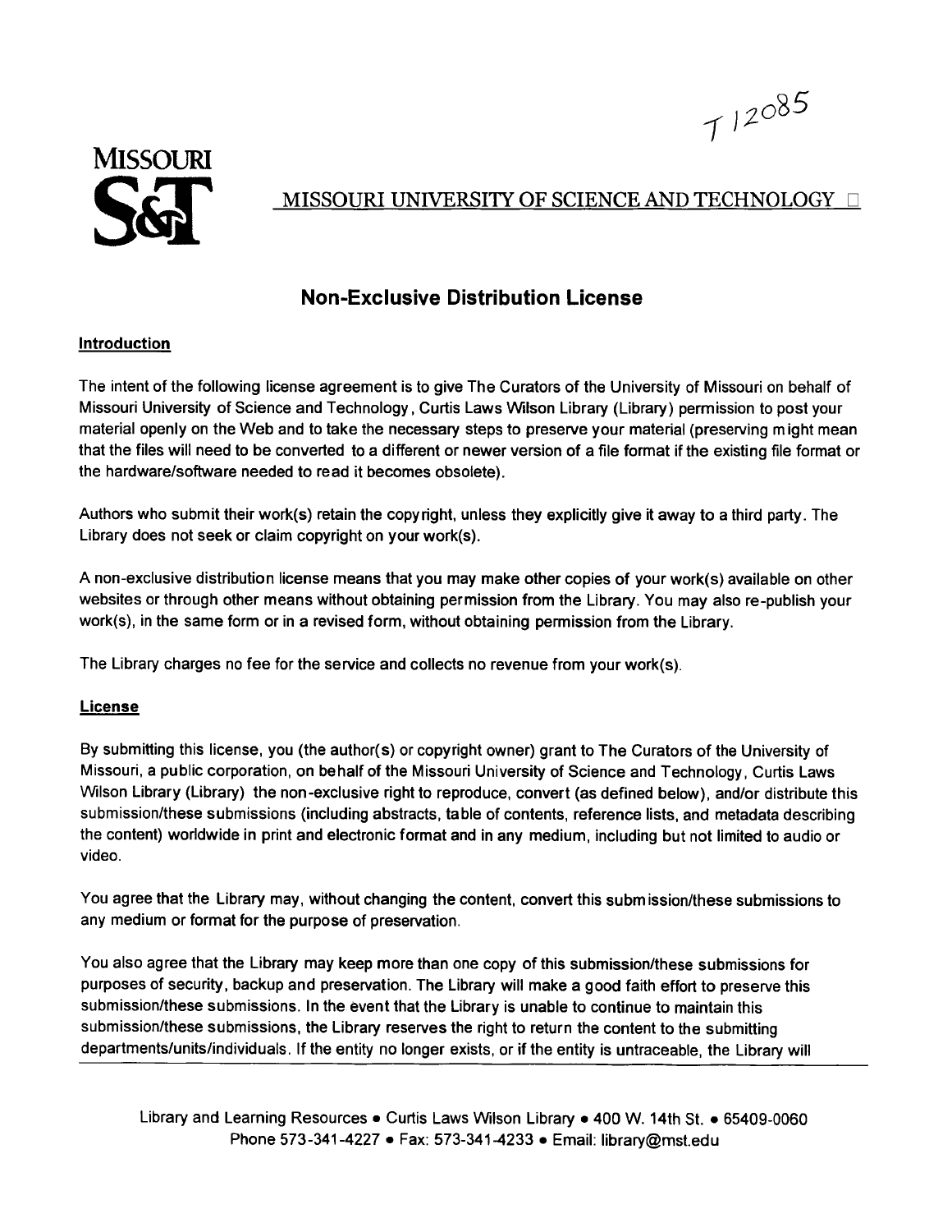T 12085

MISSOURI S&T

MISSOURI UNIVERSITY OF SCIENCE AND TECHNOLOGY

## Non-Exclusive Distribution License

**Introduction**

The intent of the following license agreement is to give The Curators of the University of Missouri on behalf of Missouri University of Science and Technology, Curtis Laws Wilson Library (Library) permission to post your material openly on the Web and to take the necessary steps to preserve your material (preserving might mean that the files will need to be converted to a different or newer version of a file format if the existing file format or the hardware/software needed to read it becomes obsolete).

Authors who submit their work(s) retain the copyright, unless they explicitly give it away to a third party. The Library does not seek or claim copyright on your work(s).

A non-exclusive distribution license means that you may make other copies of your work(s) available on other websites or through other means without obtaining permission from the Library. You may also re-publish your work(s), in the same form or in a revised form, without obtaining permission from the Library.

The Library charges no fee for the service and collects no revenue from your work(s).

**License**

By submitting this license, you (the author(s) or copyright owner) grant to The Curators of the University of Missouri, a public corporation, on behalf of the Missouri University of Science and Technology, Curtis Laws Wilson Library (Library) the non-exclusive right to reproduce, convert (as defined below), and/or distribute this submission/these submissions (including abstracts, table of contents, reference lists, and metadata describing the content) worldwide in print and electronic format and in any medium, including but not limited to audio or video.

You agree that the Library may, without changing the content, convert this submission/these submissions to any medium or format for the purpose of preservation.

You also agree that the Library may keep more than one copy of this submission/these submissions for purposes of security, backup and preservation. The Library will make a good faith effort to preserve this submission/these submissions. In the event that the Library is unable to continue to maintain this submission/these submissions, the Library reserves the right to return the content to the submitting departments/units/individuals. If the entity no longer exists, or if the entity is untraceable, the Library will

Library and Learning Resources • Curtis Laws Wilson Library • 400 W. 14th St. • 65409-0060
Phone 573-341-4227 • Fax: 573-341-4233 • Email: library@mst.edu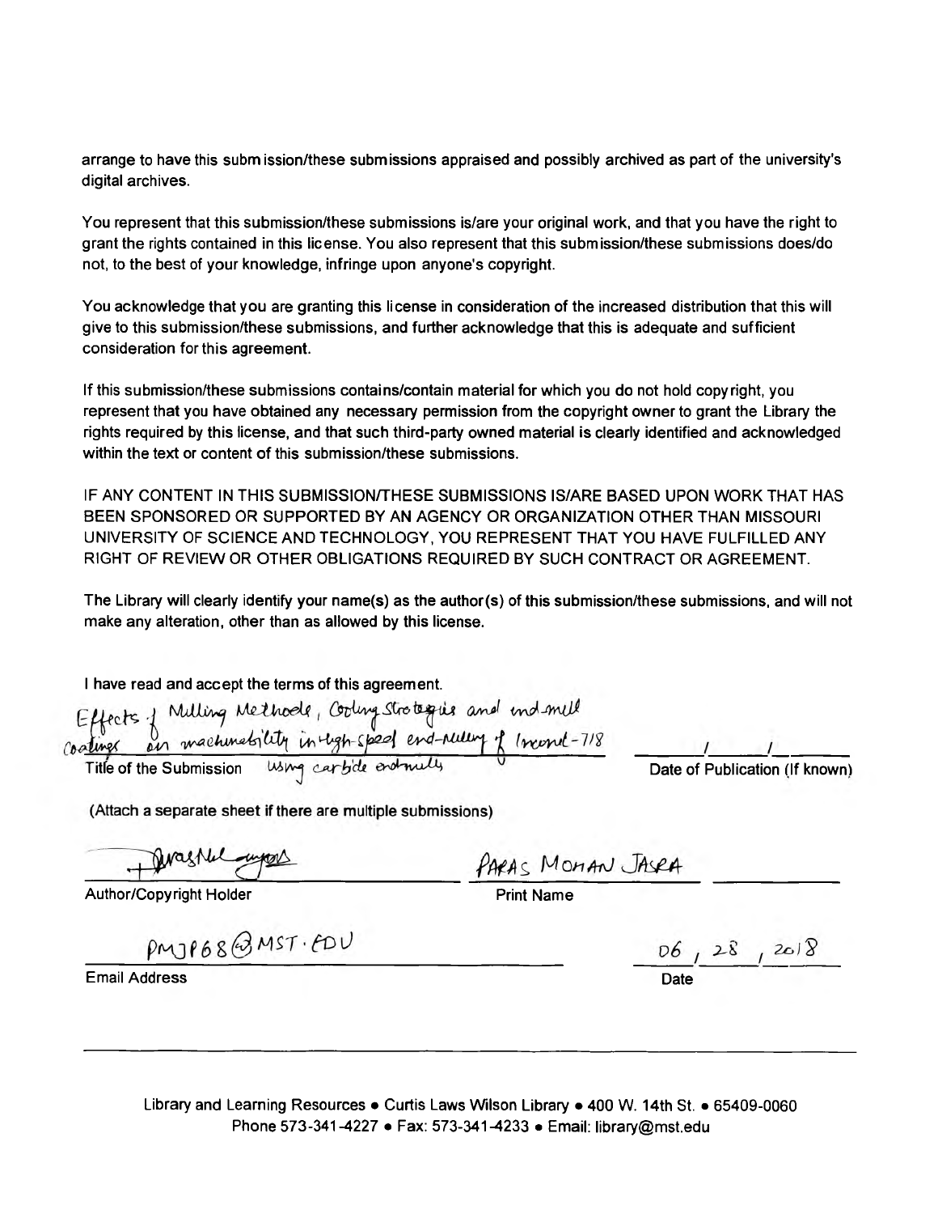arrange to have this submission/these submissions appraised and possibly archived as part of the university's digital archives.

You represent that this submission/these submissions is/are your original work, and that you have the right to grant the rights contained in this license. You also represent that this submission/these submissions does/do not, to the best of your knowledge, infringe upon anyone's copyright.

You acknowledge that you are granting this license in consideration of the increased distribution that this will give to this submission/these submissions, and further acknowledge that this is adequate and sufficient consideration for this agreement.

If this submission/these submissions contains/contain material for which you do not hold copyright, you represent that you have obtained any necessary permission from the copyright owner to grant the Library the rights required by this license, and that such third-party owned material is clearly identified and acknowledged within the text or content of this submission/these submissions.

IF ANY CONTENT IN THIS SUBMISSION/THESE SUBMISSIONS IS/ARE BASED UPON WORK THAT HAS BEEN SPONSORED OR SUPPORTED BY AN AGENCY OR ORGANIZATION OTHER THAN MISSOURI UNIVERSITY OF SCIENCE AND TECHNOLOGY, YOU REPRESENT THAT YOU HAVE FULFILLED ANY RIGHT OF REVIEW OR OTHER OBLIGATIONS REQUIRED BY SUCH CONTRACT OR AGREEMENT.

The Library will clearly identify your name(s) as the author(s) of this submission/these submissions, and will not make any alteration, other than as allowed by this license.

I have read and accept the terms of this agreement.

Effects of Milling Methods, Cooling Strategies and end-mill coatings on machinability in high-speed end-milling of Inconel-718 using carbide endmills

Title of the Submission

\_\_\_/\_\_\_/\_\_\_

Date of Publication (If known)

(Attach a separate sheet if there are multiple submissions)

Author/Copyright Holder

PARAS MOHAN JASRA

Print Name

PMJP68@MST.EDU

Email Address

06 / 28 / 2018

Date

Library and Learning Resources • Curtis Laws Wilson Library • 400 W. 14th St. • 65409-0060
Phone 573-341-4227 • Fax: 573-341-4233 • Email: library@mst.edu